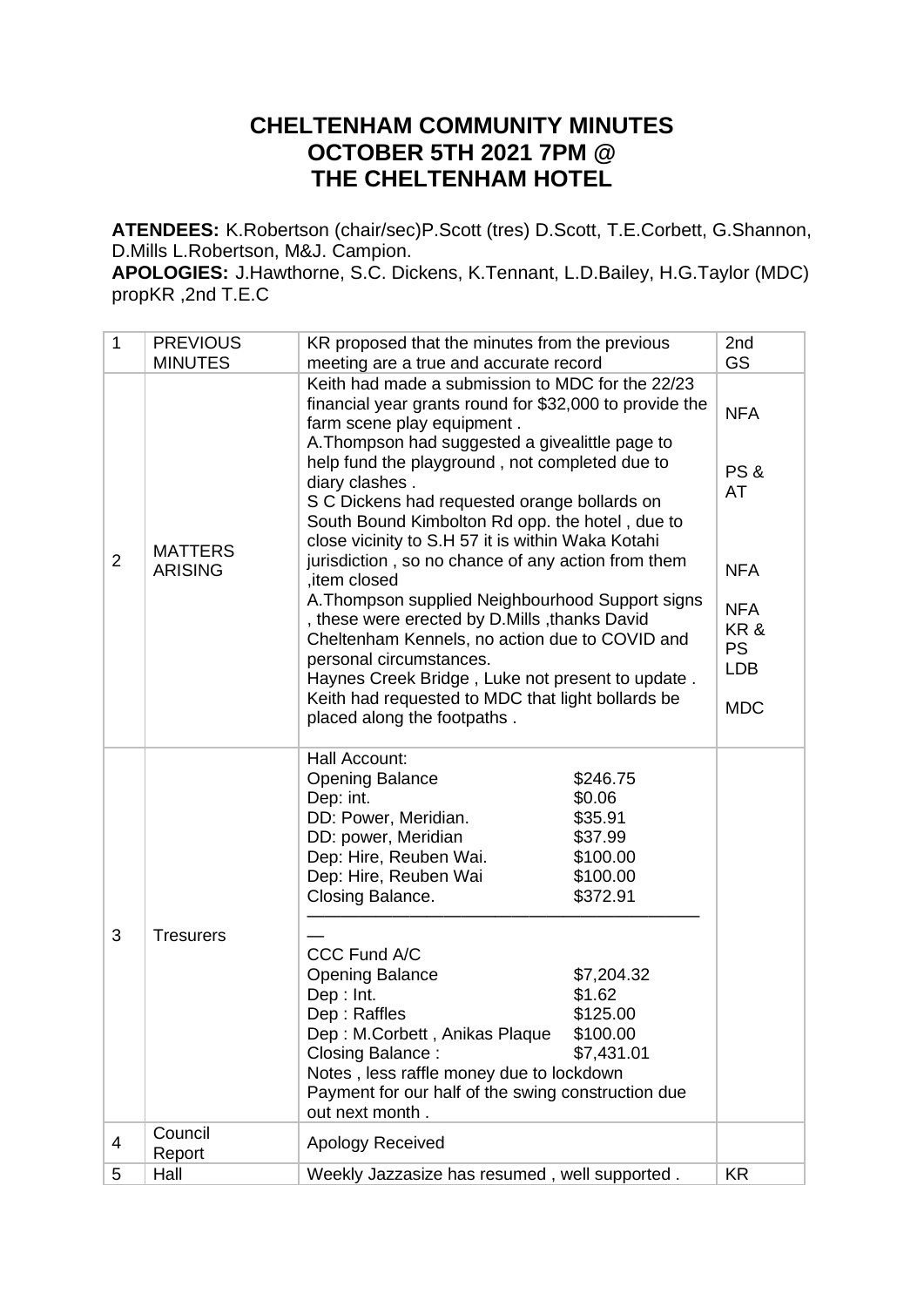# CHELTENHAM COMMUNITY MINUTES
# OCTOBER 5TH 2021 7PM @
# THE CHELTENHAM HOTEL

**ATENDEES:** K.Robertson (chair/sec)P.Scott (tres) D.Scott, T.E.Corbett, G.Shannon, D.Mills L.Robertson, M&J. Campion.
**APOLOGIES:** J.Hawthorne, S.C. Dickens, K.Tennant, L.D.Bailey, H.G.Taylor (MDC) propKR ,2nd T.E.C

| | | | |
|---|---|---|---|
| 1 | PREVIOUS MINUTES | KR proposed that the minutes from the previous meeting are a true and accurate record | 2nd GS |
| 2 | MATTERS ARISING | Keith had made a submission to MDC for the 22/23 financial year grants round for $32,000 to provide the farm scene play equipment .<br>A.Thompson had suggested a givealittle page to help fund the playground , not completed due to diary clashes .<br>S C Dickens had requested orange bollards on South Bound Kimbolton Rd opp. the hotel , due to close vicinity to S.H 57 it is within Waka Kotahi jurisdiction , so no chance of any action from them ,item closed<br>A.Thompson supplied Neighbourhood Support signs , these were erected by D.Mills ,thanks David<br>Cheltenham Kennels, no action due to COVID and personal circumstances.<br>Haynes Creek Bridge , Luke not present to update .<br>Keith had requested to MDC that light bollards be placed along the footpaths . | NFA<br><br>PS & AT<br><br>NFA<br><br>NFA<br>KR & PS<br>LDB<br><br>MDC |
| 3 | Tresurers | Hall Account:<br>Opening Balance $246.75<br>Dep: int. $0.06<br>DD: Power, Meridian. $35.91<br>DD: power, Meridian $37.99<br>Dep: Hire, Reuben Wai. $100.00<br>Dep: Hire, Reuben Wai $100.00<br>Closing Balance. $372.91<br>———————————————————————————<br>CCC Fund A/C<br>Opening Balance $7,204.32<br>Dep : Int. $1.62<br>Dep : Raffles $125.00<br>Dep : M.Corbett , Anikas Plaque $100.00<br>Closing Balance : $7,431.01<br>Notes , less raffle money due to lockdown<br>Payment for our half of the swing construction due out next month . | |
| 4 | Council Report | Apology Received | |
| 5 | Hall | Weekly Jazzasize has resumed , well supported . | KR |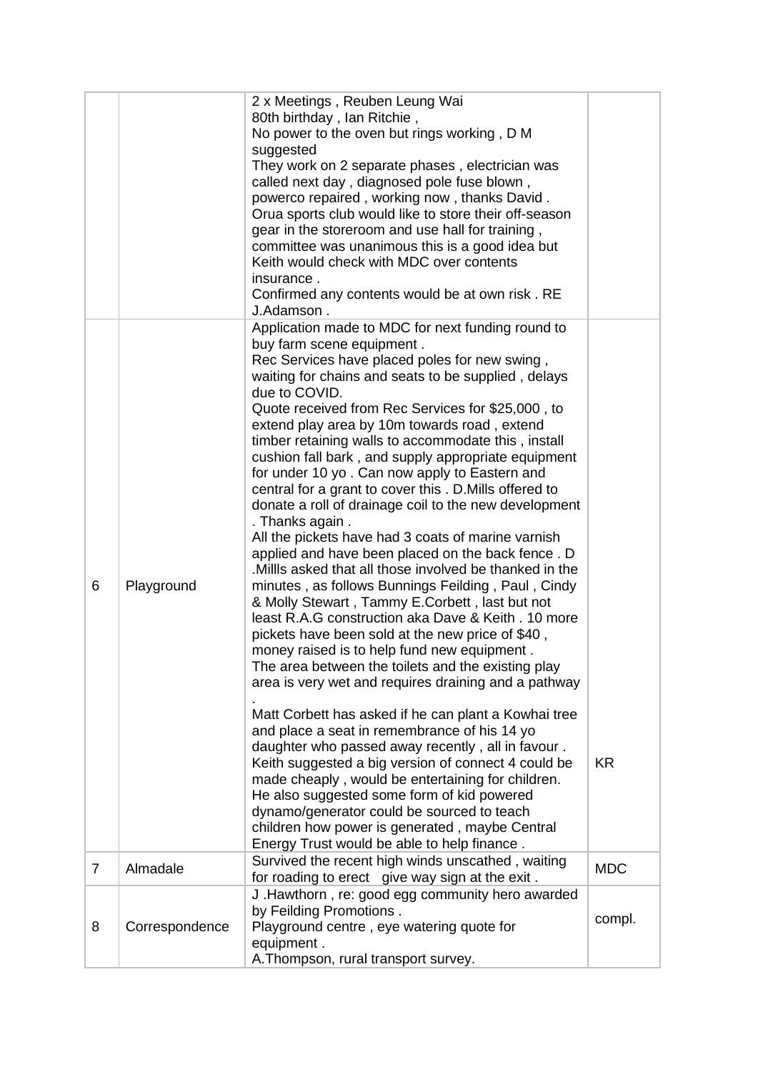|  |  |  |  |
|---|---|---|---|
|  |  | 2 x Meetings , Reuben Leung Wai<br>80th birthday , Ian Ritchie ,<br>No power to the oven but rings working , D M suggested<br>They work on 2 separate phases , electrician was called next day , diagnosed pole fuse blown , powerco repaired , working now , thanks David .<br>Orua sports club would like to store their off-season gear in the storeroom and use hall for training , committee was unanimous this is a good idea but Keith would check with MDC over contents insurance .<br>Confirmed any contents would be at own risk . RE J.Adamson . |  |
| 6 | Playground | Application made to MDC for next funding round to buy farm scene equipment .<br>Rec Services have placed poles for new swing , waiting for chains and seats to be supplied , delays due to COVID.<br>Quote received from Rec Services for $25,000 , to extend play area by 10m towards road , extend timber retaining walls to accommodate this , install cushion fall bark , and supply appropriate equipment for under 10 yo . Can now apply to Eastern and central for a grant to cover this . D.Mills offered to donate a roll of drainage coil to the new development . Thanks again .<br>All the pickets have had 3 coats of marine varnish applied and have been placed on the back fence . D .Millls asked that all those involved be thanked in the minutes , as follows Bunnings Feilding , Paul , Cindy & Molly Stewart , Tammy E.Corbett , last but not least R.A.G construction aka Dave & Keith . 10 more pickets have been sold at the new price of $40 , money raised is to help fund new equipment .<br>The area between the toilets and the existing play area is very wet and requires draining and a pathway .<br>Matt Corbett has asked if he can plant a Kowhai tree and place a seat in remembrance of his 14 yo daughter who passed away recently , all in favour .<br>Keith suggested a big version of connect 4 could be made cheaply , would be entertaining for children.<br>He also suggested some form of kid powered dynamo/generator could be sourced to teach children how power is generated , maybe Central Energy Trust would be able to help finance . | KR |
| 7 | Almadale | Survived the recent high winds unscathed , waiting for roading to erect give way sign at the exit . | MDC |
| 8 | Correspondence | J .Hawthorn , re: good egg community hero awarded by Feilding Promotions .<br>Playground centre , eye watering quote for equipment .<br>A.Thompson, rural transport survey. | compl. |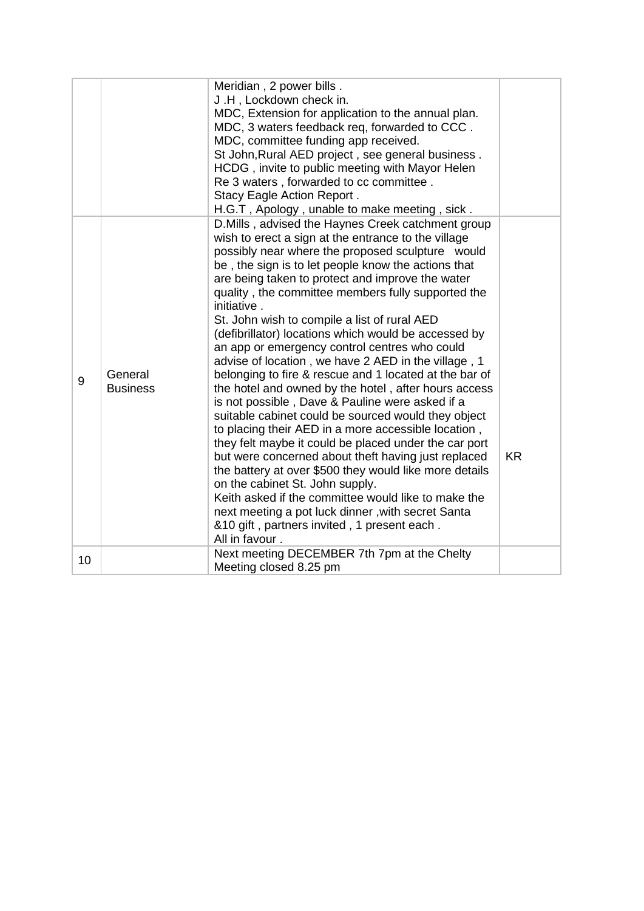| | | | |
|---|---|---|---|
| | | Meridian , 2 power bills .<br>J .H , Lockdown check in.<br>MDC, Extension for application to the annual plan.<br>MDC, 3 waters feedback req, forwarded to CCC .<br>MDC, committee funding app received.<br>St John,Rural AED project , see general business .<br>HCDG , invite to public meeting with Mayor Helen Re 3 waters , forwarded to cc committee .<br>Stacy Eagle Action Report .<br>H.G.T , Apology , unable to make meeting , sick . | |
| 9 | General Business | D.Mills , advised the Haynes Creek catchment group wish to erect a sign at the entrance to the village possibly near where the proposed sculpture would be , the sign is to let people know the actions that are being taken to protect and improve the water quality , the committee members fully supported the initiative .<br>St. John wish to compile a list of rural AED (defibrillator) locations which would be accessed by an app or emergency control centres who could advise of location , we have 2 AED in the village , 1 belonging to fire & rescue and 1 located at the bar of the hotel and owned by the hotel , after hours access is not possible , Dave & Pauline were asked if a suitable cabinet could be sourced would they object to placing their AED in a more accessible location , they felt maybe it could be placed under the car port but were concerned about theft having just replaced the battery at over $500 they would like more details on the cabinet St. John supply.<br>Keith asked if the committee would like to make the next meeting a pot luck dinner ,with secret Santa &10 gift , partners invited , 1 present each .<br>All in favour . | KR |
| 10 | | Next meeting DECEMBER 7th 7pm at the Chelty<br>Meeting closed 8.25 pm | |